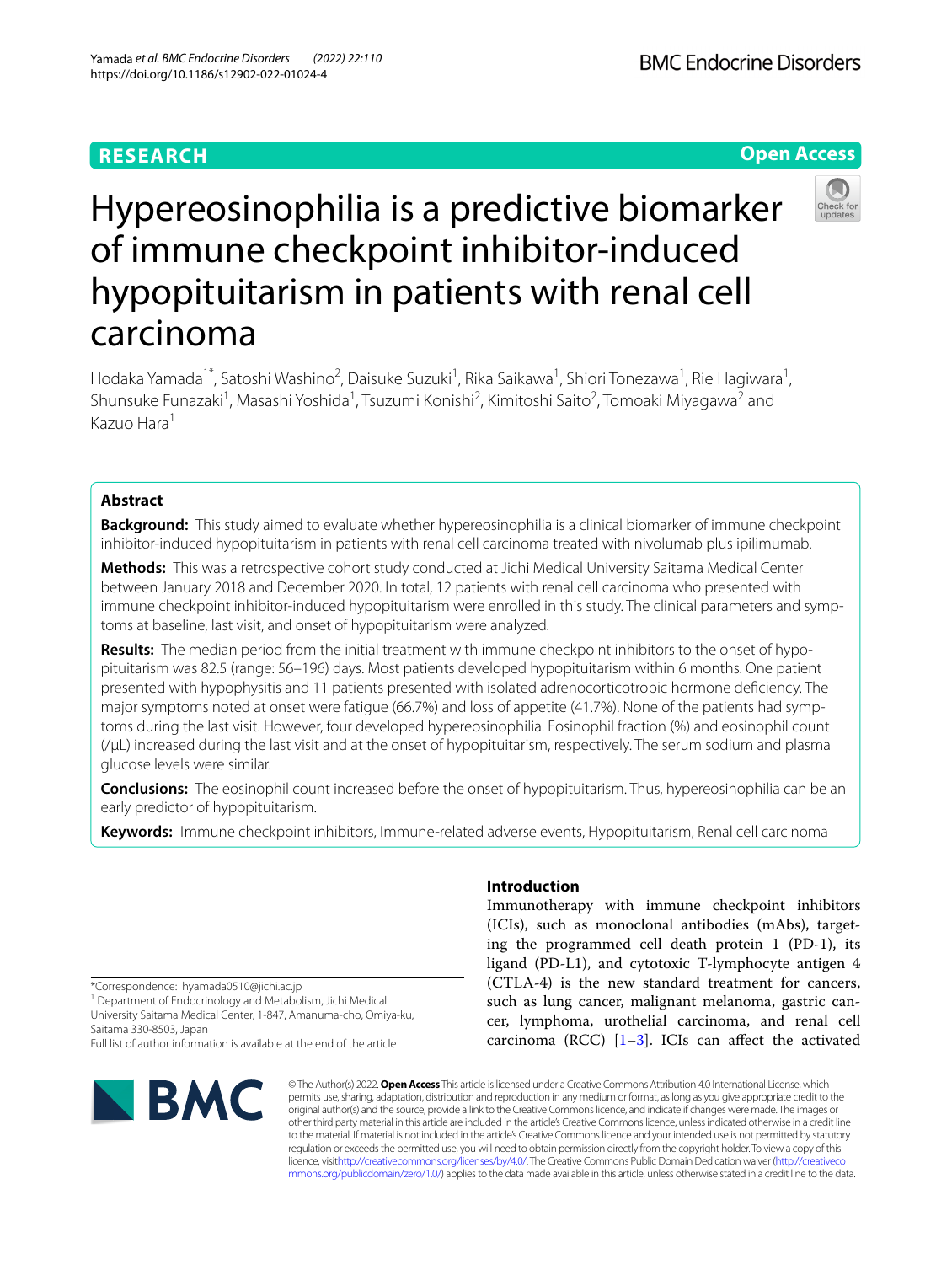RESEARCH

Open Access

# Hypereosinophilia is a predictive biomarker of immune checkpoint inhibitor-induced hypopituitarism in patients with renal cell carcinoma

Hodaka Yamada[1*], Satoshi Washino[2], Daisuke Suzuki[1], Rika Saikawa[1], Shiori Tonezawa[1], Rie Hagiwara[1], Shunsuke Funazaki[1], Masashi Yoshida[1], Tsuzumi Konishi[2], Kimitoshi Saito[2], Tomoaki Miyagawa[2] and Kazuo Hara[1]

## Abstract

**Background:** This study aimed to evaluate whether hypereosinophilia is a clinical biomarker of immune checkpoint inhibitor-induced hypopituitarism in patients with renal cell carcinoma treated with nivolumab plus ipilimumab.

**Methods:** This was a retrospective cohort study conducted at Jichi Medical University Saitama Medical Center between January 2018 and December 2020. In total, 12 patients with renal cell carcinoma who presented with immune checkpoint inhibitor-induced hypopituitarism were enrolled in this study. The clinical parameters and symptoms at baseline, last visit, and onset of hypopituitarism were analyzed.

**Results:** The median period from the initial treatment with immune checkpoint inhibitors to the onset of hypopituitarism was 82.5 (range: 56–196) days. Most patients developed hypopituitarism within 6 months. One patient presented with hypophysitis and 11 patients presented with isolated adrenocorticotropic hormone deficiency. The major symptoms noted at onset were fatigue (66.7%) and loss of appetite (41.7%). None of the patients had symptoms during the last visit. However, four developed hypereosinophilia. Eosinophil fraction (%) and eosinophil count (/μL) increased during the last visit and at the onset of hypopituitarism, respectively. The serum sodium and plasma glucose levels were similar.

**Conclusions:** The eosinophil count increased before the onset of hypopituitarism. Thus, hypereosinophilia can be an early predictor of hypopituitarism.

**Keywords:** Immune checkpoint inhibitors, Immune-related adverse events, Hypopituitarism, Renal cell carcinoma

## Introduction

Immunotherapy with immune checkpoint inhibitors (ICIs), such as monoclonal antibodies (mAbs), targeting the programmed cell death protein 1 (PD-1), its ligand (PD-L1), and cytotoxic T-lymphocyte antigen 4 (CTLA-4) is the new standard treatment for cancers, such as lung cancer, malignant melanoma, gastric cancer, lymphoma, urothelial carcinoma, and renal cell carcinoma (RCC) [1–3]. ICIs can affect the activated

*Correspondence: hyamada0510@jichi.ac.jp
[1] Department of Endocrinology and Metabolism, Jichi Medical University Saitama Medical Center, 1-847, Amanuma-cho, Omiya-ku, Saitama 330-8503, Japan
Full list of author information is available at the end of the article

© The Author(s) 2022. **Open Access** This article is licensed under a Creative Commons Attribution 4.0 International License, which permits use, sharing, adaptation, distribution and reproduction in any medium or format, as long as you give appropriate credit to the original author(s) and the source, provide a link to the Creative Commons licence, and indicate if changes were made. The images or other third party material in this article are included in the article's Creative Commons licence, unless indicated otherwise in a credit line to the material. If material is not included in the article's Creative Commons licence and your intended use is not permitted by statutory regulation or exceeds the permitted use, you will need to obtain permission directly from the copyright holder. To view a copy of this licence, visit http://creativecommons.org/licenses/by/4.0/. The Creative Commons Public Domain Dedication waiver (http://creativecommons.org/publicdomain/zero/1.0/) applies to the data made available in this article, unless otherwise stated in a credit line to the data.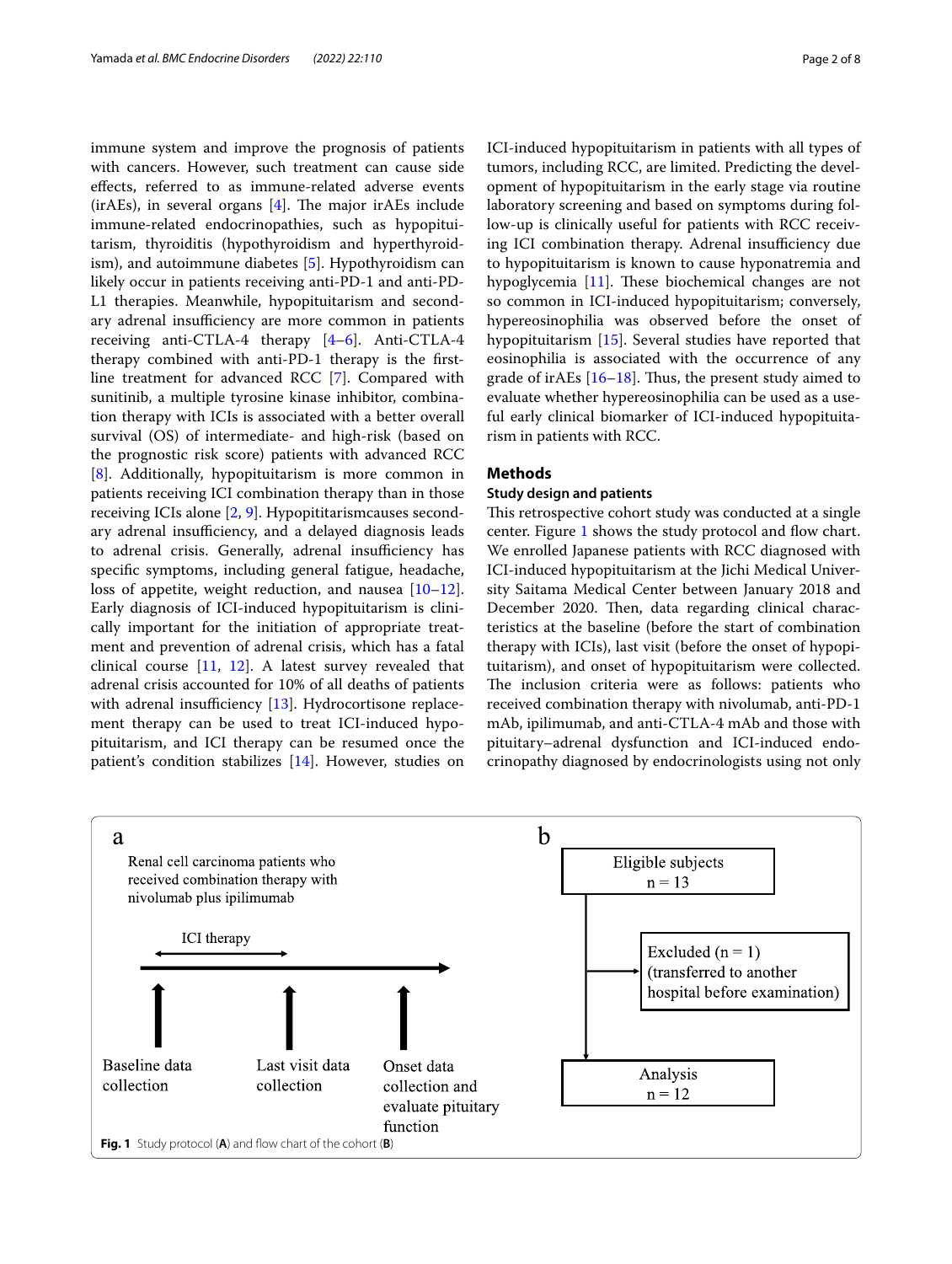immune system and improve the prognosis of patients with cancers. However, such treatment can cause side effects, referred to as immune-related adverse events (irAEs), in several organs [4]. The major irAEs include immune-related endocrinopathies, such as hypopituitarism, thyroiditis (hypothyroidism and hyperthyroidism), and autoimmune diabetes [5]. Hypothyroidism can likely occur in patients receiving anti-PD-1 and anti-PD-L1 therapies. Meanwhile, hypopituitarism and secondary adrenal insufficiency are more common in patients receiving anti-CTLA-4 therapy [4–6]. Anti-CTLA-4 therapy combined with anti-PD-1 therapy is the first-line treatment for advanced RCC [7]. Compared with sunitinib, a multiple tyrosine kinase inhibitor, combination therapy with ICIs is associated with a better overall survival (OS) of intermediate- and high-risk (based on the prognostic risk score) patients with advanced RCC [8]. Additionally, hypopituitarism is more common in patients receiving ICI combination therapy than in those receiving ICIs alone [2, 9]. Hypopititarismcauses secondary adrenal insufficiency, and a delayed diagnosis leads to adrenal crisis. Generally, adrenal insufficiency has specific symptoms, including general fatigue, headache, loss of appetite, weight reduction, and nausea [10–12]. Early diagnosis of ICI-induced hypopituitarism is clinically important for the initiation of appropriate treatment and prevention of adrenal crisis, which has a fatal clinical course [11, 12]. A latest survey revealed that adrenal crisis accounted for 10% of all deaths of patients with adrenal insufficiency [13]. Hydrocortisone replacement therapy can be used to treat ICI-induced hypopituitarism, and ICI therapy can be resumed once the patient's condition stabilizes [14]. However, studies on ICI-induced hypopituitarism in patients with all types of tumors, including RCC, are limited. Predicting the development of hypopituitarism in the early stage via routine laboratory screening and based on symptoms during follow-up is clinically useful for patients with RCC receiving ICI combination therapy. Adrenal insufficiency due to hypopituitarism is known to cause hyponatremia and hypoglycemia [11]. These biochemical changes are not so common in ICI-induced hypopituitarism; conversely, hypereosinophilia was observed before the onset of hypopituitarism [15]. Several studies have reported that eosinophilia is associated with the occurrence of any grade of irAEs [16–18]. Thus, the present study aimed to evaluate whether hypereosinophilia can be used as a useful early clinical biomarker of ICI-induced hypopituitarism in patients with RCC.

## Methods

### Study design and patients

This retrospective cohort study was conducted at a single center. Figure 1 shows the study protocol and flow chart. We enrolled Japanese patients with RCC diagnosed with ICI-induced hypopituitarism at the Jichi Medical University Saitama Medical Center between January 2018 and December 2020. Then, data regarding clinical characteristics at the baseline (before the start of combination therapy with ICIs), last visit (before the onset of hypopituitarism), and onset of hypopituitarism were collected. The inclusion criteria were as follows: patients who received combination therapy with nivolumab, anti-PD-1 mAb, ipilimumab, and anti-CTLA-4 mAb and those with pituitary–adrenal dysfunction and ICI-induced endocrinopathy diagnosed by endocrinologists using not only

a

Renal cell carcinoma patients who received combination therapy with nivolumab plus ipilimumab

ICI therapy

Baseline data collection — Last visit data collection — Onset data collection and evaluate pituitary function

b

Eligible subjects n = 13

Excluded (n = 1) (transferred to another hospital before examination)

Analysis n = 12

**Fig. 1** Study protocol (**A**) and flow chart of the cohort (**B**)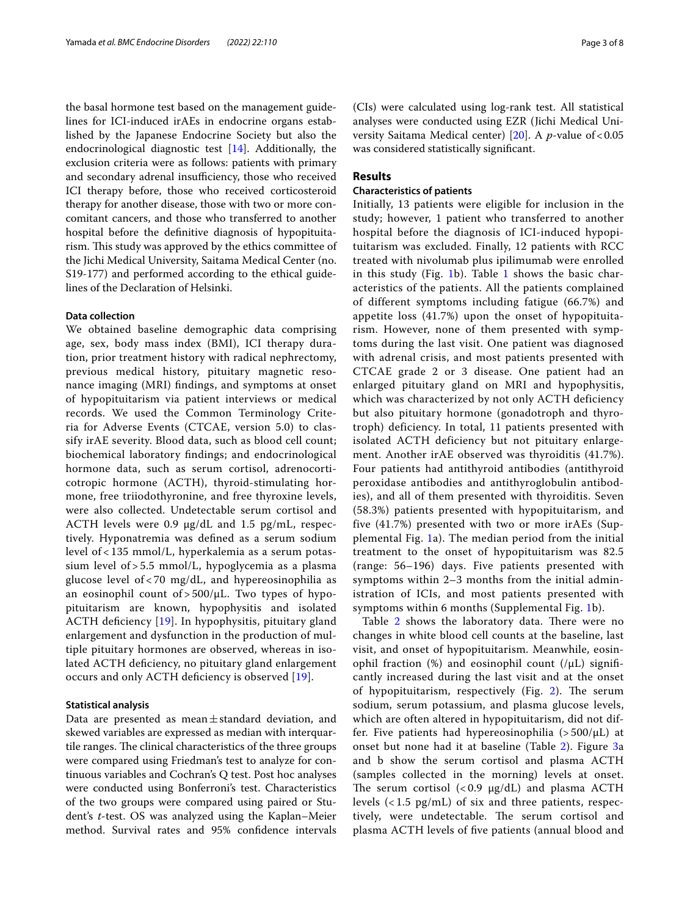the basal hormone test based on the management guidelines for ICI-induced irAEs in endocrine organs established by the Japanese Endocrine Society but also the endocrinological diagnostic test [14]. Additionally, the exclusion criteria were as follows: patients with primary and secondary adrenal insufficiency, those who received ICI therapy before, those who received corticosteroid therapy for another disease, those with two or more concomitant cancers, and those who transferred to another hospital before the definitive diagnosis of hypopituitarism. This study was approved by the ethics committee of the Jichi Medical University, Saitama Medical Center (no. S19-177) and performed according to the ethical guidelines of the Declaration of Helsinki.

### Data collection

We obtained baseline demographic data comprising age, sex, body mass index (BMI), ICI therapy duration, prior treatment history with radical nephrectomy, previous medical history, pituitary magnetic resonance imaging (MRI) findings, and symptoms at onset of hypopituitarism via patient interviews or medical records. We used the Common Terminology Criteria for Adverse Events (CTCAE, version 5.0) to classify irAE severity. Blood data, such as blood cell count; biochemical laboratory findings; and endocrinological hormone data, such as serum cortisol, adrenocorticotropic hormone (ACTH), thyroid-stimulating hormone, free triiodothyronine, and free thyroxine levels, were also collected. Undetectable serum cortisol and ACTH levels were 0.9 μg/dL and 1.5 pg/mL, respectively. Hyponatremia was defined as a serum sodium level of < 135 mmol/L, hyperkalemia as a serum potassium level of > 5.5 mmol/L, hypoglycemia as a plasma glucose level of < 70 mg/dL, and hypereosinophilia as an eosinophil count of > 500/μL. Two types of hypopituitarism are known, hypophysitis and isolated ACTH deficiency [19]. In hypophysitis, pituitary gland enlargement and dysfunction in the production of multiple pituitary hormones are observed, whereas in isolated ACTH deficiency, no pituitary gland enlargement occurs and only ACTH deficiency is observed [19].

### Statistical analysis

Data are presented as mean ± standard deviation, and skewed variables are expressed as median with interquartile ranges. The clinical characteristics of the three groups were compared using Friedman's test to analyze for continuous variables and Cochran's Q test. Post hoc analyses were conducted using Bonferroni's test. Characteristics of the two groups were compared using paired or Student's *t*-test. OS was analyzed using the Kaplan–Meier method. Survival rates and 95% confidence intervals (CIs) were calculated using log-rank test. All statistical analyses were conducted using EZR (Jichi Medical University Saitama Medical center) [20]. A *p*-value of < 0.05 was considered statistically significant.

## Results

### Characteristics of patients

Initially, 13 patients were eligible for inclusion in the study; however, 1 patient who transferred to another hospital before the diagnosis of ICI-induced hypopituitarism was excluded. Finally, 12 patients with RCC treated with nivolumab plus ipilimumab were enrolled in this study (Fig. 1b). Table 1 shows the basic characteristics of the patients. All the patients complained of different symptoms including fatigue (66.7%) and appetite loss (41.7%) upon the onset of hypopituitarism. However, none of them presented with symptoms during the last visit. One patient was diagnosed with adrenal crisis, and most patients presented with CTCAE grade 2 or 3 disease. One patient had an enlarged pituitary gland on MRI and hypophysitis, which was characterized by not only ACTH deficiency but also pituitary hormone (gonadotroph and thyrotroph) deficiency. In total, 11 patients presented with isolated ACTH deficiency but not pituitary enlargement. Another irAE observed was thyroiditis (41.7%). Four patients had antithyroid antibodies (antithyroid peroxidase antibodies and antithyroglobulin antibodies), and all of them presented with thyroiditis. Seven (58.3%) patients presented with hypopituitarism, and five (41.7%) presented with two or more irAEs (Supplemental Fig. 1a). The median period from the initial treatment to the onset of hypopituitarism was 82.5 (range: 56–196) days. Five patients presented with symptoms within 2–3 months from the initial administration of ICIs, and most patients presented with symptoms within 6 months (Supplemental Fig. 1b).

Table 2 shows the laboratory data. There were no changes in white blood cell counts at the baseline, last visit, and onset of hypopituitarism. Meanwhile, eosinophil fraction (%) and eosinophil count (/μL) significantly increased during the last visit and at the onset of hypopituitarism, respectively (Fig. 2). The serum sodium, serum potassium, and plasma glucose levels, which are often altered in hypopituitarism, did not differ. Five patients had hypereosinophilia (> 500/μL) at onset but none had it at baseline (Table 2). Figure 3a and b show the serum cortisol and plasma ACTH (samples collected in the morning) levels at onset. The serum cortisol (< 0.9 μg/dL) and plasma ACTH levels (< 1.5 pg/mL) of six and three patients, respectively, were undetectable. The serum cortisol and plasma ACTH levels of five patients (annual blood and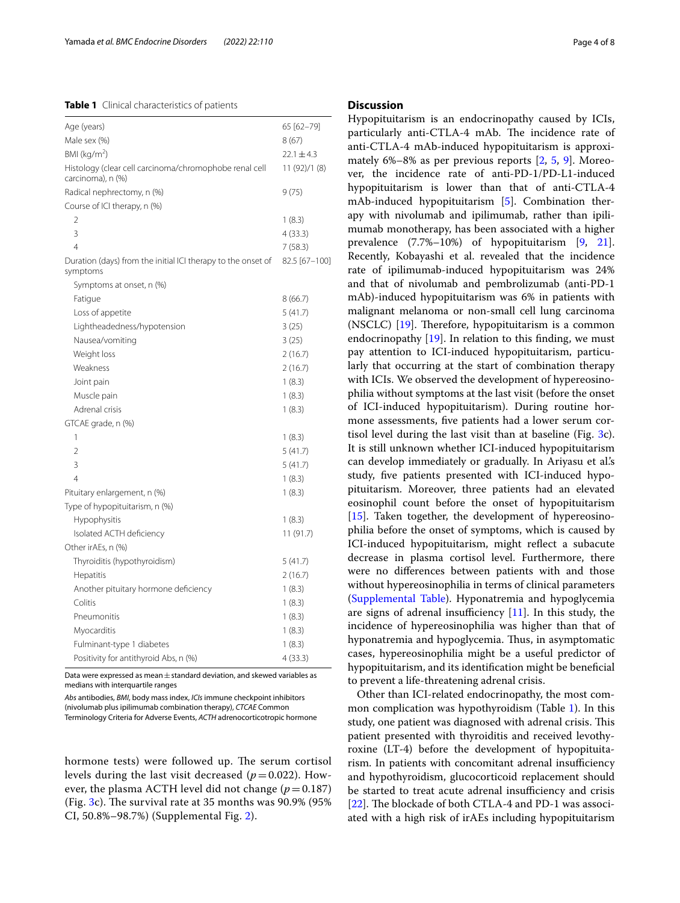**Table 1** Clinical characteristics of patients

| | |
|---|---|
| Age (years) | 65 [62–79] |
| Male sex (%) | 8 (67) |
| BMI (kg/m$^2$) | 22.1 ± 4.3 |
| Histology (clear cell carcinoma/chromophobe renal cell carcinoma), n (%) | 11 (92)/1 (8) |
| Radical nephrectomy, n (%) | 9 (75) |
| Course of ICI therapy, n (%) | |
| 2 | 1 (8.3) |
| 3 | 4 (33.3) |
| 4 | 7 (58.3) |
| Duration (days) from the initial ICI therapy to the onset of symptoms | 82.5 [67–100] |
| Symptoms at onset, n (%) | |
| Fatigue | 8 (66.7) |
| Loss of appetite | 5 (41.7) |
| Lightheadedness/hypotension | 3 (25) |
| Nausea/vomiting | 3 (25) |
| Weight loss | 2 (16.7) |
| Weakness | 2 (16.7) |
| Joint pain | 1 (8.3) |
| Muscle pain | 1 (8.3) |
| Adrenal crisis | 1 (8.3) |
| GTCAE grade, n (%) | |
| 1 | 1 (8.3) |
| 2 | 5 (41.7) |
| 3 | 5 (41.7) |
| 4 | 1 (8.3) |
| Pituitary enlargement, n (%) | 1 (8.3) |
| Type of hypopituitarism, n (%) | |
| Hypophysitis | 1 (8.3) |
| Isolated ACTH deficiency | 11 (91.7) |
| Other irAEs, n (%) | |
| Thyroiditis (hypothyroidism) | 5 (41.7) |
| Hepatitis | 2 (16.7) |
| Another pituitary hormone deficiency | 1 (8.3) |
| Colitis | 1 (8.3) |
| Pneumonitis | 1 (8.3) |
| Myocarditis | 1 (8.3) |
| Fulminant-type 1 diabetes | 1 (8.3) |
| Positivity for antithyroid Abs, n (%) | 4 (33.3) |

Data were expressed as mean ± standard deviation, and skewed variables as medians with interquartile ranges

*Abs* antibodies, *BMI*, body mass index, *ICIs* immune checkpoint inhibitors (nivolumab plus ipilimumab combination therapy), *CTCAE* Common Terminology Criteria for Adverse Events, *ACTH* adrenocorticotropic hormone

hormone tests) were followed up. The serum cortisol levels during the last visit decreased ($p = 0.022$). However, the plasma ACTH level did not change ($p = 0.187$) (Fig. 3c). The survival rate at 35 months was 90.9% (95% CI, 50.8%–98.7%) (Supplemental Fig. 2).

## Discussion

Hypopituitarism is an endocrinopathy caused by ICIs, particularly anti-CTLA-4 mAb. The incidence rate of anti-CTLA-4 mAb-induced hypopituitarism is approximately 6%–8% as per previous reports [2, 5, 9]. Moreover, the incidence rate of anti-PD-1/PD-L1-induced hypopituitarism is lower than that of anti-CTLA-4 mAb-induced hypopituitarism [5]. Combination therapy with nivolumab and ipilimumab, rather than ipilimumab monotherapy, has been associated with a higher prevalence (7.7%–10%) of hypopituitarism [9, 21]. Recently, Kobayashi et al. revealed that the incidence rate of ipilimumab-induced hypopituitarism was 24% and that of nivolumab and pembrolizumab (anti-PD-1 mAb)-induced hypopituitarism was 6% in patients with malignant melanoma or non-small cell lung carcinoma (NSCLC) [19]. Therefore, hypopituitarism is a common endocrinopathy [19]. In relation to this finding, we must pay attention to ICI-induced hypopituitarism, particularly that occurring at the start of combination therapy with ICIs. We observed the development of hypereosinophilia without symptoms at the last visit (before the onset of ICI-induced hypopituitarism). During routine hormone assessments, five patients had a lower serum cortisol level during the last visit than at baseline (Fig. 3c). It is still unknown whether ICI-induced hypopituitarism can develop immediately or gradually. In Ariyasu et al.'s study, five patients presented with ICI-induced hypopituitarism. Moreover, three patients had an elevated eosinophil count before the onset of hypopituitarism [15]. Taken together, the development of hypereosinophilia before the onset of symptoms, which is caused by ICI-induced hypopituitarism, might reflect a subacute decrease in plasma cortisol level. Furthermore, there were no differences between patients with and those without hypereosinophilia in terms of clinical parameters (Supplemental Table). Hyponatremia and hypoglycemia are signs of adrenal insufficiency [11]. In this study, the incidence of hypereosinophilia was higher than that of hyponatremia and hypoglycemia. Thus, in asymptomatic cases, hypereosinophilia might be a useful predictor of hypopituitarism, and its identification might be beneficial to prevent a life-threatening adrenal crisis.

Other than ICI-related endocrinopathy, the most common complication was hypothyroidism (Table 1). In this study, one patient was diagnosed with adrenal crisis. This patient presented with thyroiditis and received levothyroxine (LT-4) before the development of hypopituitarism. In patients with concomitant adrenal insufficiency and hypothyroidism, glucocorticoid replacement should be started to treat acute adrenal insufficiency and crisis [22]. The blockade of both CTLA-4 and PD-1 was associated with a high risk of irAEs including hypopituitarism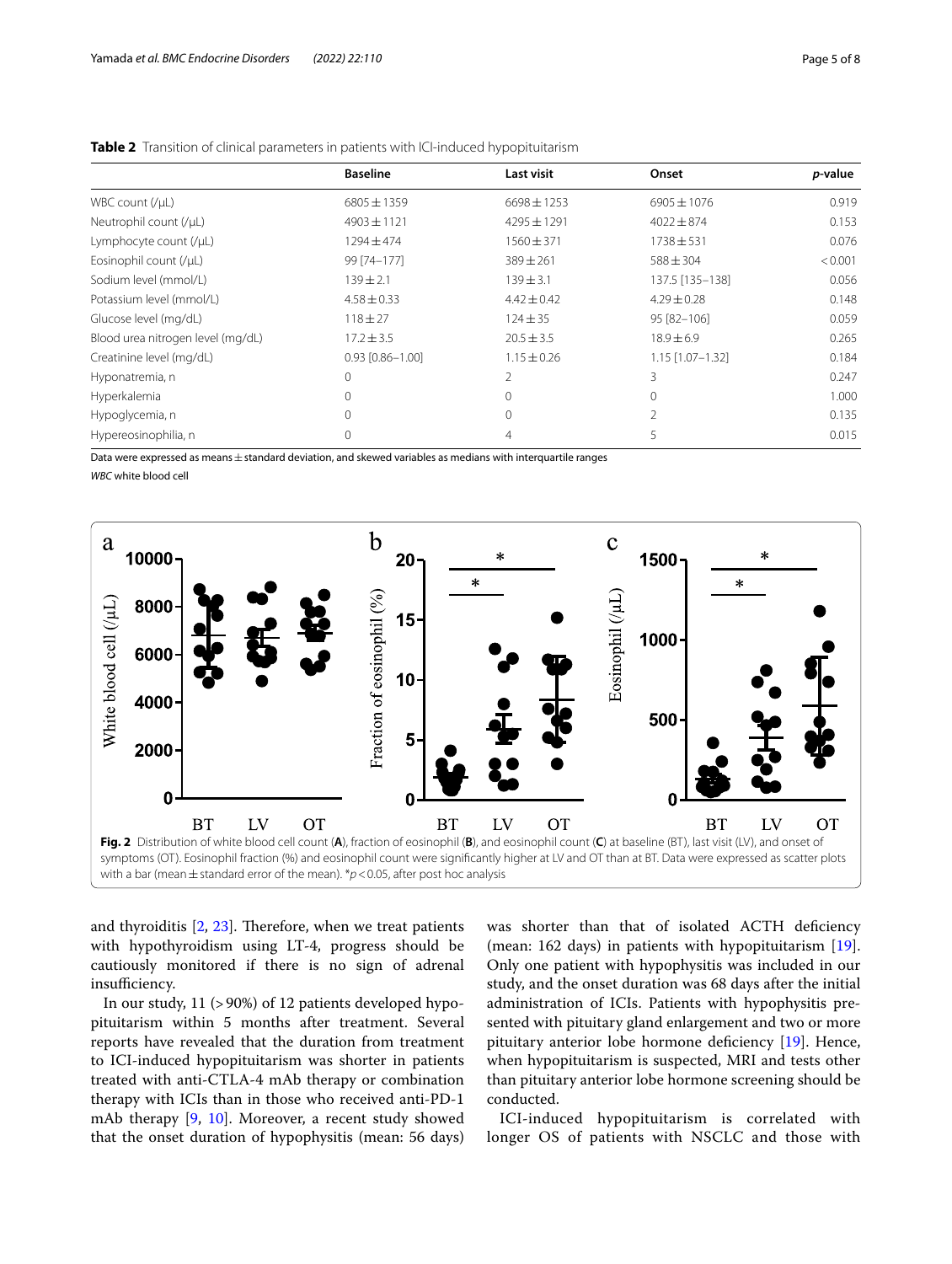**Table 2** Transition of clinical parameters in patients with ICI-induced hypopituitarism

| | Baseline | Last visit | Onset | *p*-value |
|---|---|---|---|---|
| WBC count (/μL) | 6805 ± 1359 | 6698 ± 1253 | 6905 ± 1076 | 0.919 |
| Neutrophil count (/μL) | 4903 ± 1121 | 4295 ± 1291 | 4022 ± 874 | 0.153 |
| Lymphocyte count (/μL) | 1294 ± 474 | 1560 ± 371 | 1738 ± 531 | 0.076 |
| Eosinophil count (/μL) | 99 [74–177] | 389 ± 261 | 588 ± 304 | < 0.001 |
| Sodium level (mmol/L) | 139 ± 2.1 | 139 ± 3.1 | 137.5 [135–138] | 0.056 |
| Potassium level (mmol/L) | 4.58 ± 0.33 | 4.42 ± 0.42 | 4.29 ± 0.28 | 0.148 |
| Glucose level (mg/dL) | 118 ± 27 | 124 ± 35 | 95 [82–106] | 0.059 |
| Blood urea nitrogen level (mg/dL) | 17.2 ± 3.5 | 20.5 ± 3.5 | 18.9 ± 6.9 | 0.265 |
| Creatinine level (mg/dL) | 0.93 [0.86–1.00] | 1.15 ± 0.26 | 1.15 [1.07–1.32] | 0.184 |
| Hyponatremia, n | 0 | 2 | 3 | 0.247 |
| Hyperkalemia | 0 | 0 | 0 | 1.000 |
| Hypoglycemia, n | 0 | 0 | 2 | 0.135 |
| Hypereosinophilia, n | 0 | 4 | 5 | 0.015 |

Data were expressed as means ± standard deviation, and skewed variables as medians with interquartile ranges

*WBC* white blood cell

**Fig. 2** Distribution of white blood cell count (**A**), fraction of eosinophil (**B**), and eosinophil count (**C**) at baseline (BT), last visit (LV), and onset of symptoms (OT). Eosinophil fraction (%) and eosinophil count were significantly higher at LV and OT than at BT. Data were expressed as scatter plots with a bar (mean ± standard error of the mean). *$p < 0.05$, after post hoc analysis

and thyroiditis [2, 23]. Therefore, when we treat patients with hypothyroidism using LT-4, progress should be cautiously monitored if there is no sign of adrenal insufficiency.

In our study, 11 (> 90%) of 12 patients developed hypopituitarism within 5 months after treatment. Several reports have revealed that the duration from treatment to ICI-induced hypopituitarism was shorter in patients treated with anti-CTLA-4 mAb therapy or combination therapy with ICIs than in those who received anti-PD-1 mAb therapy [9, 10]. Moreover, a recent study showed that the onset duration of hypophysitis (mean: 56 days) was shorter than that of isolated ACTH deficiency (mean: 162 days) in patients with hypopituitarism [19]. Only one patient with hypophysitis was included in our study, and the onset duration was 68 days after the initial administration of ICIs. Patients with hypophysitis presented with pituitary gland enlargement and two or more pituitary anterior lobe hormone deficiency [19]. Hence, when hypopituitarism is suspected, MRI and tests other than pituitary anterior lobe hormone screening should be conducted.

ICI-induced hypopituitarism is correlated with longer OS of patients with NSCLC and those with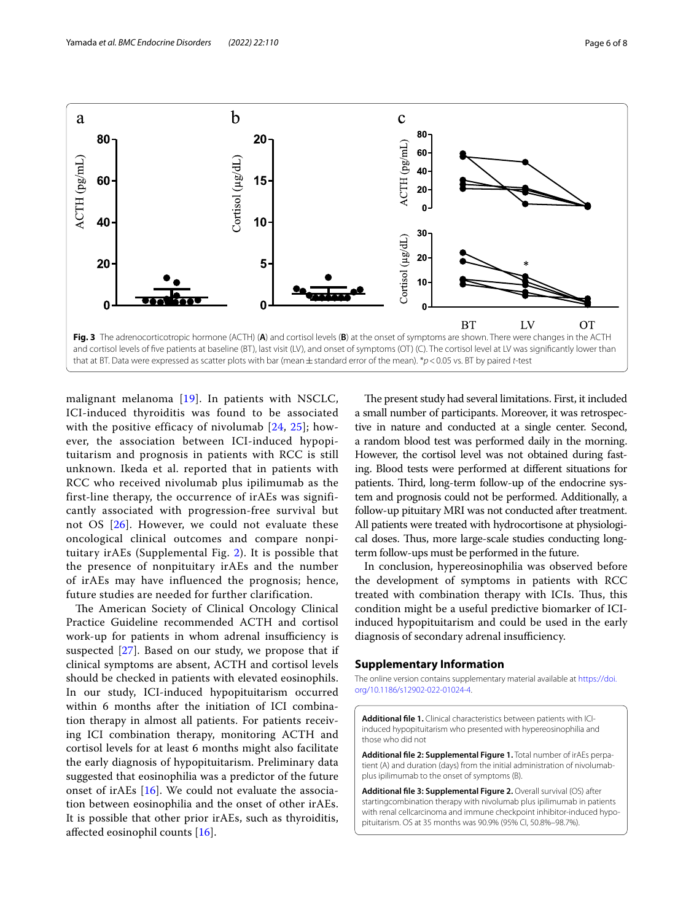**Fig. 3** The adrenocorticotropic hormone (ACTH) (**A**) and cortisol levels (**B**) at the onset of symptoms are shown. There were changes in the ACTH and cortisol levels of five patients at baseline (BT), last visit (LV), and onset of symptoms (OT) (C). The cortisol level at LV was significantly lower than that at BT. Data were expressed as scatter plots with bar (mean ± standard error of the mean). *$p < 0.05$ vs. BT by paired *t*-test

malignant melanoma [19]. In patients with NSCLC, ICI-induced thyroiditis was found to be associated with the positive efficacy of nivolumab [24, 25]; however, the association between ICI-induced hypopituitarism and prognosis in patients with RCC is still unknown. Ikeda et al. reported that in patients with RCC who received nivolumab plus ipilimumab as the first-line therapy, the occurrence of irAEs was significantly associated with progression-free survival but not OS [26]. However, we could not evaluate these oncological clinical outcomes and compare nonpituitary irAEs (Supplemental Fig. 2). It is possible that the presence of nonpituitary irAEs and the number of irAEs may have influenced the prognosis; hence, future studies are needed for further clarification.

The American Society of Clinical Oncology Clinical Practice Guideline recommended ACTH and cortisol work-up for patients in whom adrenal insufficiency is suspected [27]. Based on our study, we propose that if clinical symptoms are absent, ACTH and cortisol levels should be checked in patients with elevated eosinophils. In our study, ICI-induced hypopituitarism occurred within 6 months after the initiation of ICI combination therapy in almost all patients. For patients receiving ICI combination therapy, monitoring ACTH and cortisol levels for at least 6 months might also facilitate the early diagnosis of hypopituitarism. Preliminary data suggested that eosinophilia was a predictor of the future onset of irAEs [16]. We could not evaluate the association between eosinophilia and the onset of other irAEs. It is possible that other prior irAEs, such as thyroiditis, affected eosinophil counts [16].

The present study had several limitations. First, it included a small number of participants. Moreover, it was retrospective in nature and conducted at a single center. Second, a random blood test was performed daily in the morning. However, the cortisol level was not obtained during fasting. Blood tests were performed at different situations for patients. Third, long-term follow-up of the endocrine system and prognosis could not be performed. Additionally, a follow-up pituitary MRI was not conducted after treatment. All patients were treated with hydrocortisone at physiological doses. Thus, more large-scale studies conducting long-term follow-ups must be performed in the future.

In conclusion, hypereosinophilia was observed before the development of symptoms in patients with RCC treated with combination therapy with ICIs. Thus, this condition might be a useful predictive biomarker of ICI-induced hypopituitarism and could be used in the early diagnosis of secondary adrenal insufficiency.

## Supplementary Information

The online version contains supplementary material available at https://doi.org/10.1186/s12902-022-01024-4.

**Additional file 1.** Clinical characteristics between patients with ICI-induced hypopituitarism who presented with hypereosinophilia and those who did not

**Additional file 2: Supplemental Figure 1.** Total number of irAEs perpatient (A) and duration (days) from the initial administration of nivolumabplus ipilimumab to the onset of symptoms (B).

**Additional file 3: Supplemental Figure 2.** Overall survival (OS) after startingcombination therapy with nivolumab plus ipilimumab in patients with renal cellcarcinoma and immune checkpoint inhibitor-induced hypopituitarism. OS at 35 months was 90.9% (95% CI, 50.8%–98.7%).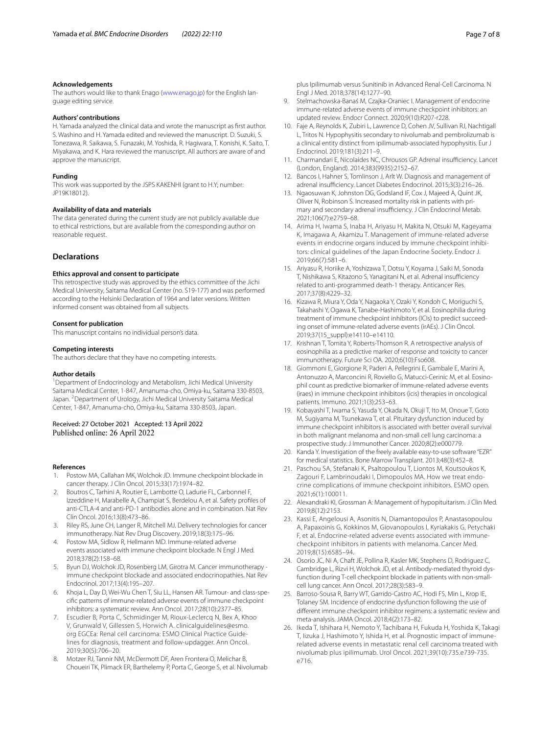#### Acknowledgements

The authors would like to thank Enago (www.enago.jp) for the English language editing service.

#### Authors' contributions

H. Yamada analyzed the clinical data and wrote the manuscript as first author. S. Washino and H. Yamada edited and reviewed the manuscript. D. Suzuki, S. Tonezawa, R. Saikawa, S. Funazaki, M. Yoshida, R. Hagiwara, T. Konishi, K. Saito, T. Miyakawa, and K. Hara reviewed the manuscript. All authors are aware of and approve the manuscript.

#### Funding

This work was supported by the JSPS KAKENHI (grant to H.Y; number: JP19K18012).

#### Availability of data and materials

The data generated during the current study are not publicly available due to ethical restrictions, but are available from the corresponding author on reasonable request.

## Declarations

#### Ethics approval and consent to participate

This retrospective study was approved by the ethics committee of the Jichi Medical University, Saitama Medical Center (no. S19-177) and was performed according to the Helsinki Declaration of 1964 and later versions. Written informed consent was obtained from all subjects.

#### Consent for publication

This manuscript contains no individual person's data.

#### Competing interests

The authors declare that they have no competing interests.

#### Author details

[1]Department of Endocrinology and Metabolism, Jichi Medical University Saitama Medical Center, 1-847, Amanuma-cho, Omiya-ku, Saitama 330-8503, Japan. [2]Department of Urology, Jichi Medical University Saitama Medical Center, 1-847, Amanuma-cho, Omiya-ku, Saitama 330-8503, Japan.

Received: 27 October 2021 Accepted: 13 April 2022
Published online: 26 April 2022

#### References

1. Postow MA, Callahan MK, Wolchok JD. Immune checkpoint blockade in cancer therapy. J Clin Oncol. 2015;33(17):1974–82.
2. Boutros C, Tarhini A, Routier E, Lambotte O, Ladurie FL, Carbonnel F, Izzeddine H, Marabelle A, Champiat S, Berdelou A, et al. Safety profiles of anti-CTLA-4 and anti-PD-1 antibodies alone and in combination. Nat Rev Clin Oncol. 2016;13(8):473–86.
3. Riley RS, June CH, Langer R, Mitchell MJ. Delivery technologies for cancer immunotherapy. Nat Rev Drug Discovery. 2019;18(3):175–96.
4. Postow MA, Sidlow R, Hellmann MD. Immune-related adverse events associated with immune checkpoint blockade. N Engl J Med. 2018;378(2):158–68.
5. Byun DJ, Wolchok JD, Rosenberg LM, Girotra M. Cancer immunotherapy - immune checkpoint blockade and associated endocrinopathies. Nat Rev Endocrinol. 2017;13(4):195–207.
6. Khoja L, Day D, Wei-Wu Chen T, Siu LL, Hansen AR. Tumour- and class-specific patterns of immune-related adverse events of immune checkpoint inhibitors: a systematic review. Ann Oncol. 2017;28(10):2377–85.
7. Escudier B, Porta C, Schmidinger M, Rioux-Leclercq N, Bex A, Khoo V, Grunwald V, Gillessen S, Horwich A. clinicalguidelines@esmo.org EGCEa: Renal cell carcinoma: ESMO Clinical Practice Guidelines for diagnosis, treatment and follow-updagger. Ann Oncol. 2019;30(5):706–20.
8. Motzer RJ, Tannir NM, McDermott DF, Aren Frontera O, Melichar B, Choueiri TK, Plimack ER, Barthelemy P, Porta C, George S, et al. Nivolumab plus Ipilimumab versus Sunitinib in Advanced Renal-Cell Carcinoma. N Engl J Med. 2018;378(14):1277–90.
9. Stelmachowska-Banaś M, Czajka-Oraniec I. Management of endocrine immune-related adverse events of immune checkpoint inhibitors: an updated review. Endocr Connect. 2020;9(10):R207-r228.
10. Faje A, Reynolds K, Zubiri L, Lawrence D, Cohen JV, Sullivan RJ, Nachtigall L, Tritos N. Hypophysitis secondary to nivolumab and pembrolizumab is a clinical entity distinct from ipilimumab-associated hypophysitis. Eur J Endocrinol. 2019;181(3):211–9.
11. Charmandari E, Nicolaides NC, Chrousos GP. Adrenal insufficiency. Lancet (London, England). 2014;383(9935):2152–67.
12. Bancos I, Hahner S, Tomlinson J, Arlt W. Diagnosis and management of adrenal insufficiency. Lancet Diabetes Endocrinol. 2015;3(3):216–26.
13. Ngaosuwan K, Johnston DG, Godsland IF, Cox J, Majeed A, Quint JK, Oliver N, Robinson S. Increased mortality risk in patients with primary and secondary adrenal insufficiency. J Clin Endocrinol Metab. 2021;106(7):e2759–68.
14. Arima H, Iwama S, Inaba H, Ariyasu H, Makita N, Otsuki M, Kageyama K, Imagawa A, Akamizu T. Management of immune-related adverse events in endocrine organs induced by immune checkpoint inhibitors: clinical guidelines of the Japan Endocrine Society. Endocr J. 2019;66(7):581–6.
15. Ariyasu R, Horiike A, Yoshizawa T, Dotsu Y, Koyama J, Saiki M, Sonoda T, Nishikawa S, Kitazono S, Yanagitani N, et al. Adrenal insufficiency related to anti-programmed death-1 therapy. Anticancer Res. 2017;37(8):4229–32.
16. Kizawa R, Miura Y, Oda Y, Nagaoka Y, Ozaki Y, Kondoh C, Moriguchi S, Takahashi Y, Ogawa K, Tanabe-Hashimoto Y, et al. Eosinophilia during treatment of immune checkpoint inhibitors (ICIs) to predict succeeding onset of immune-related adverse events (irAEs). J Clin Oncol. 2019;37(15_suppl):e14110–e14110.
17. Krishnan T, Tomita Y, Roberts-Thomson R. A retrospective analysis of eosinophilia as a predictive marker of response and toxicity to cancer immunotherapy. Future Sci OA. 2020;6(10):Fso608.
18. Giommoni E, Giorgione R, Paderi A, Pellegrini E, Gambale E, Marini A, Antonuzzo A, Marconcini R, Roviello G, Matucci-Cerinic M, et al. Eosinophil count as predictive biomarker of immune-related adverse events (iraes) in immune checkpoint inhibitors (icis) therapies in oncological patients. Immuno. 2021;1(3):253–63.
19. Kobayashi T, Iwama S, Yasuda Y, Okada N, Okuji T, Ito M, Onoue T, Goto M, Sugiyama M, Tsunekawa T, et al. Pituitary dysfunction induced by immune checkpoint inhibitors is associated with better overall survival in both malignant melanoma and non-small cell lung carcinoma: a prospective study. J Immunother Cancer. 2020;8(2):e000779.
20. Kanda Y. Investigation of the freely available easy-to-use software "EZR" for medical statistics. Bone Marrow Transplant. 2013;48(3):452–8.
21. Paschou SA, Stefanaki K, Psaltopoulou T, Liontos M, Koutsoukos K, Zagouri F, Lambrinoudaki I, Dimopoulos MA. How we treat endocrine complications of immune checkpoint inhibitors. ESMO open. 2021;6(1):100011.
22. Alexandraki KI, Grossman A: Management of hypopituitarism. J Clin Med. 2019;8(12):2153.
23. Kassi E, Angelousi A, Asonitis N, Diamantopoulos P, Anastasopoulou A, Papaxoinis G, Kokkinos M, Giovanopoulos I, Kyriakakis G, Petychaki F, et al. Endocrine-related adverse events associated with immune-checkpoint inhibitors in patients with melanoma. Cancer Med. 2019;8(15):6585–94.
24. Osorio JC, Ni A, Chaft JE, Pollina R, Kasler MK, Stephens D, Rodriguez C, Cambridge L, Rizvi H, Wolchok JD, et al. Antibody-mediated thyroid dysfunction during T-cell checkpoint blockade in patients with non-small-cell lung cancer. Ann Oncol. 2017;28(3):583–9.
25. Barroso-Sousa R, Barry WT, Garrido-Castro AC, Hodi FS, Min L, Krop IE, Tolaney SM. Incidence of endocrine dysfunction following the use of different immune checkpoint inhibitor regimens: a systematic review and meta-analysis. JAMA Oncol. 2018;4(2):173–82.
26. Ikeda T, Ishihara H, Nemoto Y, Tachibana H, Fukuda H, Yoshida K, Takagi T, Iizuka J, Hashimoto Y, Ishida H, et al. Prognostic impact of immune-related adverse events in metastatic renal cell carcinoma treated with nivolumab plus ipilimumab. Urol Oncol. 2021;39(10):735.e739-735.e716.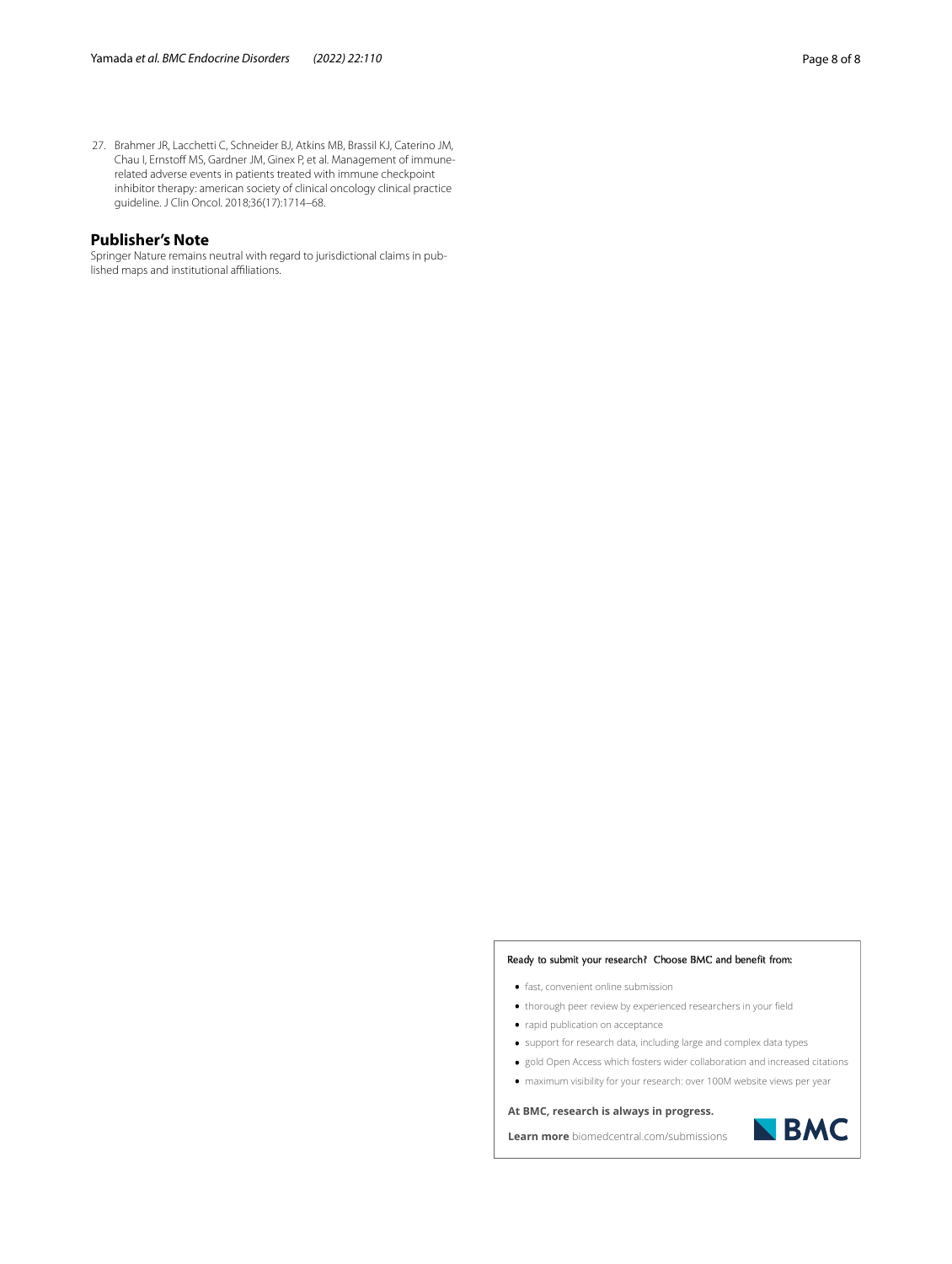27. Brahmer JR, Lacchetti C, Schneider BJ, Atkins MB, Brassil KJ, Caterino JM, Chau I, Ernstoff MS, Gardner JM, Ginex P, et al. Management of immune-related adverse events in patients treated with immune checkpoint inhibitor therapy: american society of clinical oncology clinical practice guideline. J Clin Oncol. 2018;36(17):1714–68.

## Publisher's Note

Springer Nature remains neutral with regard to jurisdictional claims in published maps and institutional affiliations.

Ready to submit your research? Choose BMC and benefit from:

- fast, convenient online submission
- thorough peer review by experienced researchers in your field
- rapid publication on acceptance
- support for research data, including large and complex data types
- gold Open Access which fosters wider collaboration and increased citations
- maximum visibility for your research: over 100M website views per year

**At BMC, research is always in progress.**

**Learn more** biomedcentral.com/submissions

BMC